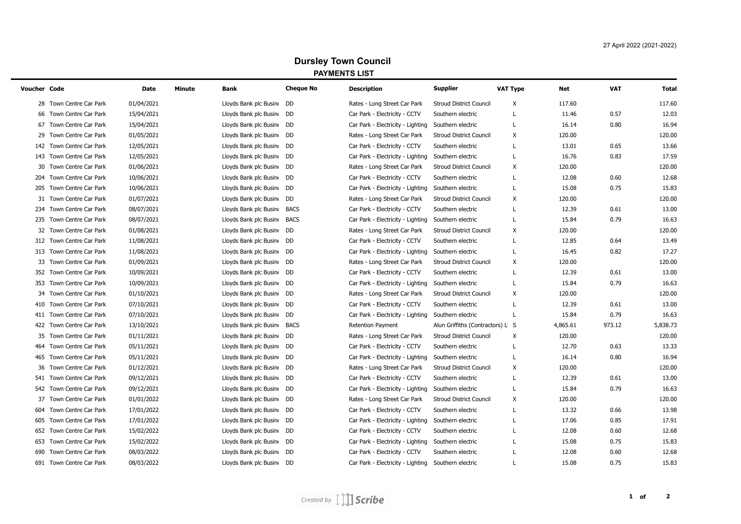27 April 2022 (2021-2022)

# Dursley Town Council

## PAYMENTS LIST

| Voucher | Code | Date | Minute | Bank | Cheque No | Description | Supplier | VAT Type | Net | VAT | Total |
|---|---|---|---|---|---|---|---|---|---|---|---|
| 28 | Town Centre Car Park | 01/04/2021 | | Lloyds Bank plc Busine | DD | Rates - Long Street Car Park | Stroud District Council | X | 117.60 | | 117.60 |
| 66 | Town Centre Car Park | 15/04/2021 | | Lloyds Bank plc Busine | DD | Car Park - Electricity - CCTV | Southern electric | L | 11.46 | 0.57 | 12.03 |
| 67 | Town Centre Car Park | 15/04/2021 | | Lloyds Bank plc Busine | DD | Car Park - Electricity - Lighting | Southern electric | L | 16.14 | 0.80 | 16.94 |
| 29 | Town Centre Car Park | 01/05/2021 | | Lloyds Bank plc Busine | DD | Rates - Long Street Car Park | Stroud District Council | X | 120.00 | | 120.00 |
| 142 | Town Centre Car Park | 12/05/2021 | | Lloyds Bank plc Busine | DD | Car Park - Electricity - CCTV | Southern electric | L | 13.01 | 0.65 | 13.66 |
| 143 | Town Centre Car Park | 12/05/2021 | | Lloyds Bank plc Busine | DD | Car Park - Electricity - Lighting | Southern electric | L | 16.76 | 0.83 | 17.59 |
| 30 | Town Centre Car Park | 01/06/2021 | | Lloyds Bank plc Busine | DD | Rates - Long Street Car Park | Stroud District Council | X | 120.00 | | 120.00 |
| 204 | Town Centre Car Park | 10/06/2021 | | Lloyds Bank plc Busine | DD | Car Park - Electricity - CCTV | Southern electric | L | 12.08 | 0.60 | 12.68 |
| 205 | Town Centre Car Park | 10/06/2021 | | Lloyds Bank plc Busine | DD | Car Park - Electricity - Lighting | Southern electric | L | 15.08 | 0.75 | 15.83 |
| 31 | Town Centre Car Park | 01/07/2021 | | Lloyds Bank plc Busine | DD | Rates - Long Street Car Park | Stroud District Council | X | 120.00 | | 120.00 |
| 234 | Town Centre Car Park | 08/07/2021 | | Lloyds Bank plc Busine | BACS | Car Park - Electricity - CCTV | Southern electric | L | 12.39 | 0.61 | 13.00 |
| 235 | Town Centre Car Park | 08/07/2021 | | Lloyds Bank plc Busine | BACS | Car Park - Electricity - Lighting | Southern electric | L | 15.84 | 0.79 | 16.63 |
| 32 | Town Centre Car Park | 01/08/2021 | | Lloyds Bank plc Busine | DD | Rates - Long Street Car Park | Stroud District Council | X | 120.00 | | 120.00 |
| 312 | Town Centre Car Park | 11/08/2021 | | Lloyds Bank plc Busine | DD | Car Park - Electricity - CCTV | Southern electric | L | 12.85 | 0.64 | 13.49 |
| 313 | Town Centre Car Park | 11/08/2021 | | Lloyds Bank plc Busine | DD | Car Park - Electricity - Lighting | Southern electric | L | 16.45 | 0.82 | 17.27 |
| 33 | Town Centre Car Park | 01/09/2021 | | Lloyds Bank plc Busine | DD | Rates - Long Street Car Park | Stroud District Council | X | 120.00 | | 120.00 |
| 352 | Town Centre Car Park | 10/09/2021 | | Lloyds Bank plc Busine | DD | Car Park - Electricity - CCTV | Southern electric | L | 12.39 | 0.61 | 13.00 |
| 353 | Town Centre Car Park | 10/09/2021 | | Lloyds Bank plc Busine | DD | Car Park - Electricity - Lighting | Southern electric | L | 15.84 | 0.79 | 16.63 |
| 34 | Town Centre Car Park | 01/10/2021 | | Lloyds Bank plc Busine | DD | Rates - Long Street Car Park | Stroud District Council | X | 120.00 | | 120.00 |
| 410 | Town Centre Car Park | 07/10/2021 | | Lloyds Bank plc Busine | DD | Car Park - Electricity - CCTV | Southern electric | L | 12.39 | 0.61 | 13.00 |
| 411 | Town Centre Car Park | 07/10/2021 | | Lloyds Bank plc Busine | DD | Car Park - Electricity - Lighting | Southern electric | L | 15.84 | 0.79 | 16.63 |
| 422 | Town Centre Car Park | 13/10/2021 | | Lloyds Bank plc Busine | BACS | Retention Payment | Alun Griffiths (Contractors) L | S | 4,865.61 | 973.12 | 5,838.73 |
| 35 | Town Centre Car Park | 01/11/2021 | | Lloyds Bank plc Busine | DD | Rates - Long Street Car Park | Stroud District Council | X | 120.00 | | 120.00 |
| 464 | Town Centre Car Park | 05/11/2021 | | Lloyds Bank plc Busine | DD | Car Park - Electricity - CCTV | Southern electric | L | 12.70 | 0.63 | 13.33 |
| 465 | Town Centre Car Park | 05/11/2021 | | Lloyds Bank plc Busine | DD | Car Park - Electricity - Lighting | Southern electric | L | 16.14 | 0.80 | 16.94 |
| 36 | Town Centre Car Park | 01/12/2021 | | Lloyds Bank plc Busine | DD | Rates - Long Street Car Park | Stroud District Council | X | 120.00 | | 120.00 |
| 541 | Town Centre Car Park | 09/12/2021 | | Lloyds Bank plc Busine | DD | Car Park - Electricity - CCTV | Southern electric | L | 12.39 | 0.61 | 13.00 |
| 542 | Town Centre Car Park | 09/12/2021 | | Lloyds Bank plc Busine | DD | Car Park - Electricity - Lighting | Southern electric | L | 15.84 | 0.79 | 16.63 |
| 37 | Town Centre Car Park | 01/01/2022 | | Lloyds Bank plc Busine | DD | Rates - Long Street Car Park | Stroud District Council | X | 120.00 | | 120.00 |
| 604 | Town Centre Car Park | 17/01/2022 | | Lloyds Bank plc Busine | DD | Car Park - Electricity - CCTV | Southern electric | L | 13.32 | 0.66 | 13.98 |
| 605 | Town Centre Car Park | 17/01/2022 | | Lloyds Bank plc Busine | DD | Car Park - Electricity - Lighting | Southern electric | L | 17.06 | 0.85 | 17.91 |
| 652 | Town Centre Car Park | 15/02/2022 | | Lloyds Bank plc Busine | DD | Car Park - Electricity - CCTV | Southern electric | L | 12.08 | 0.60 | 12.68 |
| 653 | Town Centre Car Park | 15/02/2022 | | Lloyds Bank plc Busine | DD | Car Park - Electricity - Lighting | Southern electric | L | 15.08 | 0.75 | 15.83 |
| 690 | Town Centre Car Park | 08/03/2022 | | Lloyds Bank plc Busine | DD | Car Park - Electricity - CCTV | Southern electric | L | 12.08 | 0.60 | 12.68 |
| 691 | Town Centre Car Park | 08/03/2022 | | Lloyds Bank plc Busine | DD | Car Park - Electricity - Lighting | Southern electric | L | 15.08 | 0.75 | 15.83 |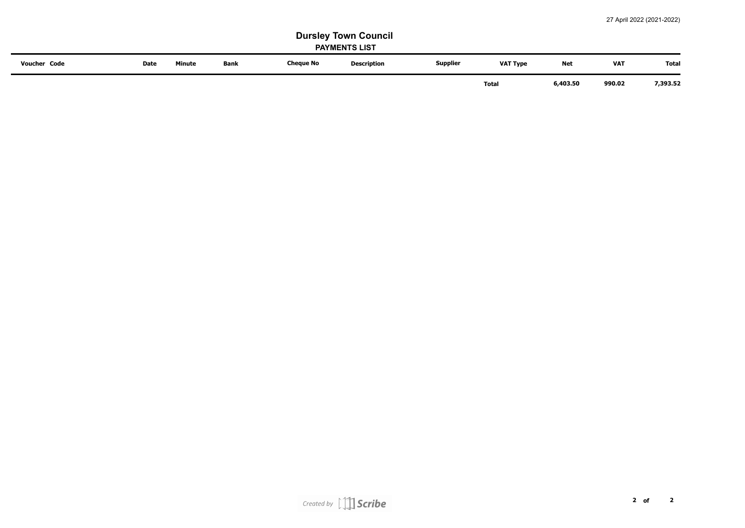27 April 2022 (2021-2022)

# Dursley Town Council

## PAYMENTS LIST

| Voucher | Code | Date | Minute | Bank | Cheque No | Description | Supplier | VAT Type | Net | VAT | Total |
|---|---|---|---|---|---|---|---|---|---|---|---|
| | | | | | | | | **Total** | **6,403.50** | **990.02** | **7,393.52** |

*Created by* **Scribe**